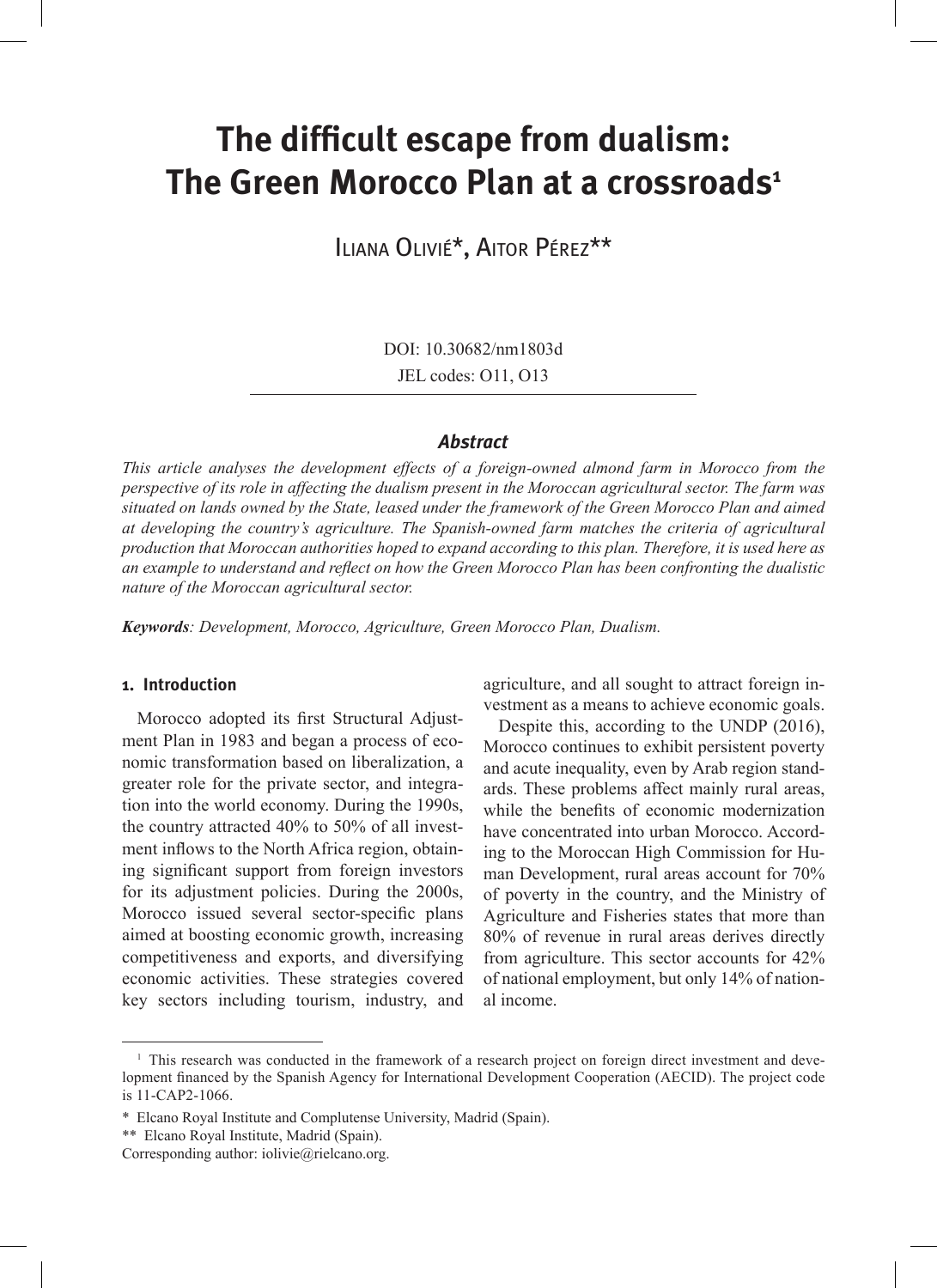# The difficult escape from dualism: The Green Morocco Plan at a crossroads[1]

Iliana Olivié*, Aitor Pérez**

DOI: 10.30682/nm1803d

JEL codes: O11, O13

## Abstract

*This article analyses the development effects of a foreign-owned almond farm in Morocco from the perspective of its role in affecting the dualism present in the Moroccan agricultural sector. The farm was situated on lands owned by the State, leased under the framework of the Green Morocco Plan and aimed at developing the country's agriculture. The Spanish-owned farm matches the criteria of agricultural production that Moroccan authorities hoped to expand according to this plan. Therefore, it is used here as an example to understand and reflect on how the Green Morocco Plan has been confronting the dualistic nature of the Moroccan agricultural sector.*

***Keywords**: Development, Morocco, Agriculture, Green Morocco Plan, Dualism.*

### 1. Introduction

Morocco adopted its first Structural Adjustment Plan in 1983 and began a process of economic transformation based on liberalization, a greater role for the private sector, and integration into the world economy. During the 1990s, the country attracted 40% to 50% of all investment inflows to the North Africa region, obtaining significant support from foreign investors for its adjustment policies. During the 2000s, Morocco issued several sector-specific plans aimed at boosting economic growth, increasing competitiveness and exports, and diversifying economic activities. These strategies covered key sectors including tourism, industry, and agriculture, and all sought to attract foreign investment as a means to achieve economic goals.

Despite this, according to the UNDP (2016), Morocco continues to exhibit persistent poverty and acute inequality, even by Arab region standards. These problems affect mainly rural areas, while the benefits of economic modernization have concentrated into urban Morocco. According to the Moroccan High Commission for Human Development, rural areas account for 70% of poverty in the country, and the Ministry of Agriculture and Fisheries states that more than 80% of revenue in rural areas derives directly from agriculture. This sector accounts for 42% of national employment, but only 14% of national income.

---

[1] This research was conducted in the framework of a research project on foreign direct investment and development financed by the Spanish Agency for International Development Cooperation (AECID). The project code is 11-CAP2-1066.

\* Elcano Royal Institute and Complutense University, Madrid (Spain).

\*\* Elcano Royal Institute, Madrid (Spain).

Corresponding author: iolivie@rielcano.org.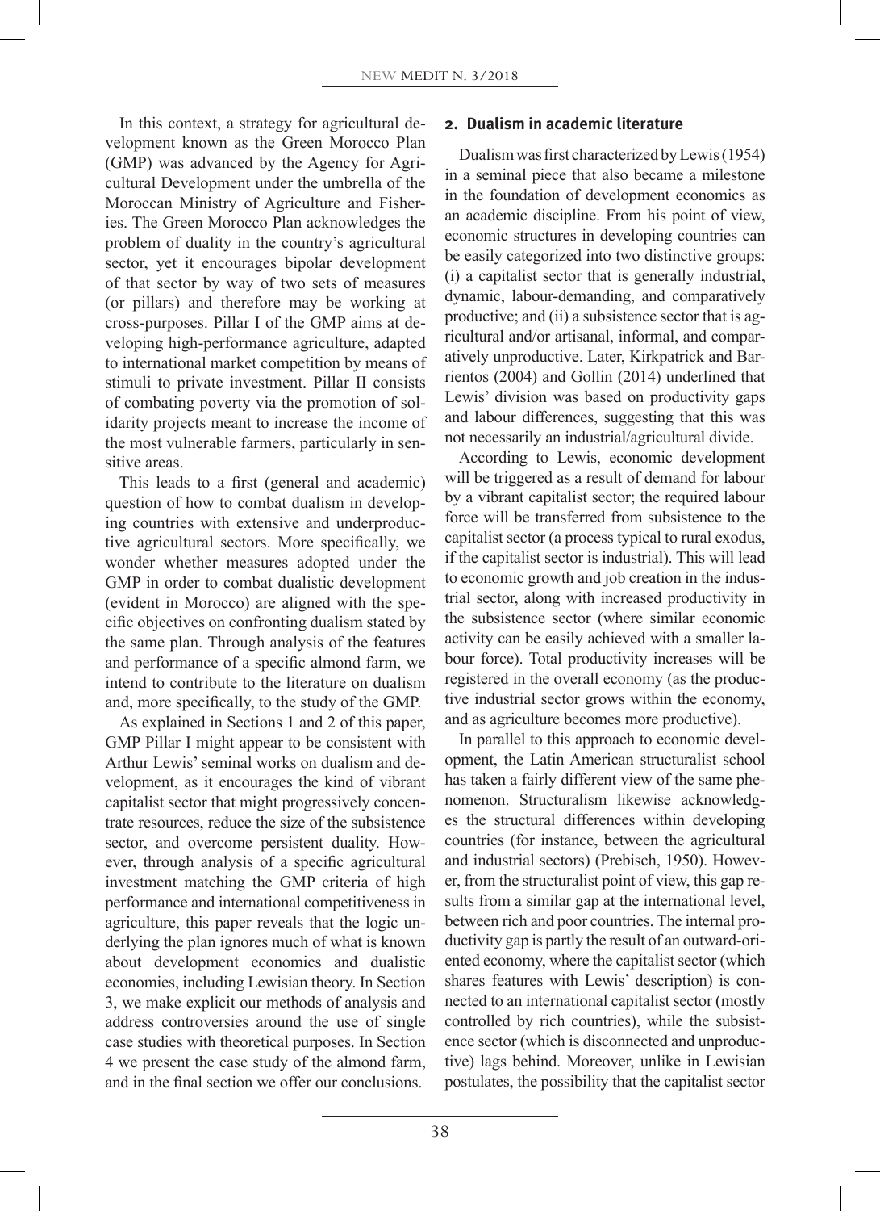In this context, a strategy for agricultural development known as the Green Morocco Plan (GMP) was advanced by the Agency for Agricultural Development under the umbrella of the Moroccan Ministry of Agriculture and Fisheries. The Green Morocco Plan acknowledges the problem of duality in the country's agricultural sector, yet it encourages bipolar development of that sector by way of two sets of measures (or pillars) and therefore may be working at cross-purposes. Pillar I of the GMP aims at developing high-performance agriculture, adapted to international market competition by means of stimuli to private investment. Pillar II consists of combating poverty via the promotion of solidarity projects meant to increase the income of the most vulnerable farmers, particularly in sensitive areas.

This leads to a first (general and academic) question of how to combat dualism in developing countries with extensive and underproductive agricultural sectors. More specifically, we wonder whether measures adopted under the GMP in order to combat dualistic development (evident in Morocco) are aligned with the specific objectives on confronting dualism stated by the same plan. Through analysis of the features and performance of a specific almond farm, we intend to contribute to the literature on dualism and, more specifically, to the study of the GMP.

As explained in Sections 1 and 2 of this paper, GMP Pillar I might appear to be consistent with Arthur Lewis' seminal works on dualism and development, as it encourages the kind of vibrant capitalist sector that might progressively concentrate resources, reduce the size of the subsistence sector, and overcome persistent duality. However, through analysis of a specific agricultural investment matching the GMP criteria of high performance and international competitiveness in agriculture, this paper reveals that the logic underlying the plan ignores much of what is known about development economics and dualistic economies, including Lewisian theory. In Section 3, we make explicit our methods of analysis and address controversies around the use of single case studies with theoretical purposes. In Section 4 we present the case study of the almond farm, and in the final section we offer our conclusions.

## 2. Dualism in academic literature

Dualism was first characterized by Lewis (1954) in a seminal piece that also became a milestone in the foundation of development economics as an academic discipline. From his point of view, economic structures in developing countries can be easily categorized into two distinctive groups: (i) a capitalist sector that is generally industrial, dynamic, labour-demanding, and comparatively productive; and (ii) a subsistence sector that is agricultural and/or artisanal, informal, and comparatively unproductive. Later, Kirkpatrick and Barrientos (2004) and Gollin (2014) underlined that Lewis' division was based on productivity gaps and labour differences, suggesting that this was not necessarily an industrial/agricultural divide.

According to Lewis, economic development will be triggered as a result of demand for labour by a vibrant capitalist sector; the required labour force will be transferred from subsistence to the capitalist sector (a process typical to rural exodus, if the capitalist sector is industrial). This will lead to economic growth and job creation in the industrial sector, along with increased productivity in the subsistence sector (where similar economic activity can be easily achieved with a smaller labour force). Total productivity increases will be registered in the overall economy (as the productive industrial sector grows within the economy, and as agriculture becomes more productive).

In parallel to this approach to economic development, the Latin American structuralist school has taken a fairly different view of the same phenomenon. Structuralism likewise acknowledges the structural differences within developing countries (for instance, between the agricultural and industrial sectors) (Prebisch, 1950). However, from the structuralist point of view, this gap results from a similar gap at the international level, between rich and poor countries. The internal productivity gap is partly the result of an outward-oriented economy, where the capitalist sector (which shares features with Lewis' description) is connected to an international capitalist sector (mostly controlled by rich countries), while the subsistence sector (which is disconnected and unproductive) lags behind. Moreover, unlike in Lewisian postulates, the possibility that the capitalist sector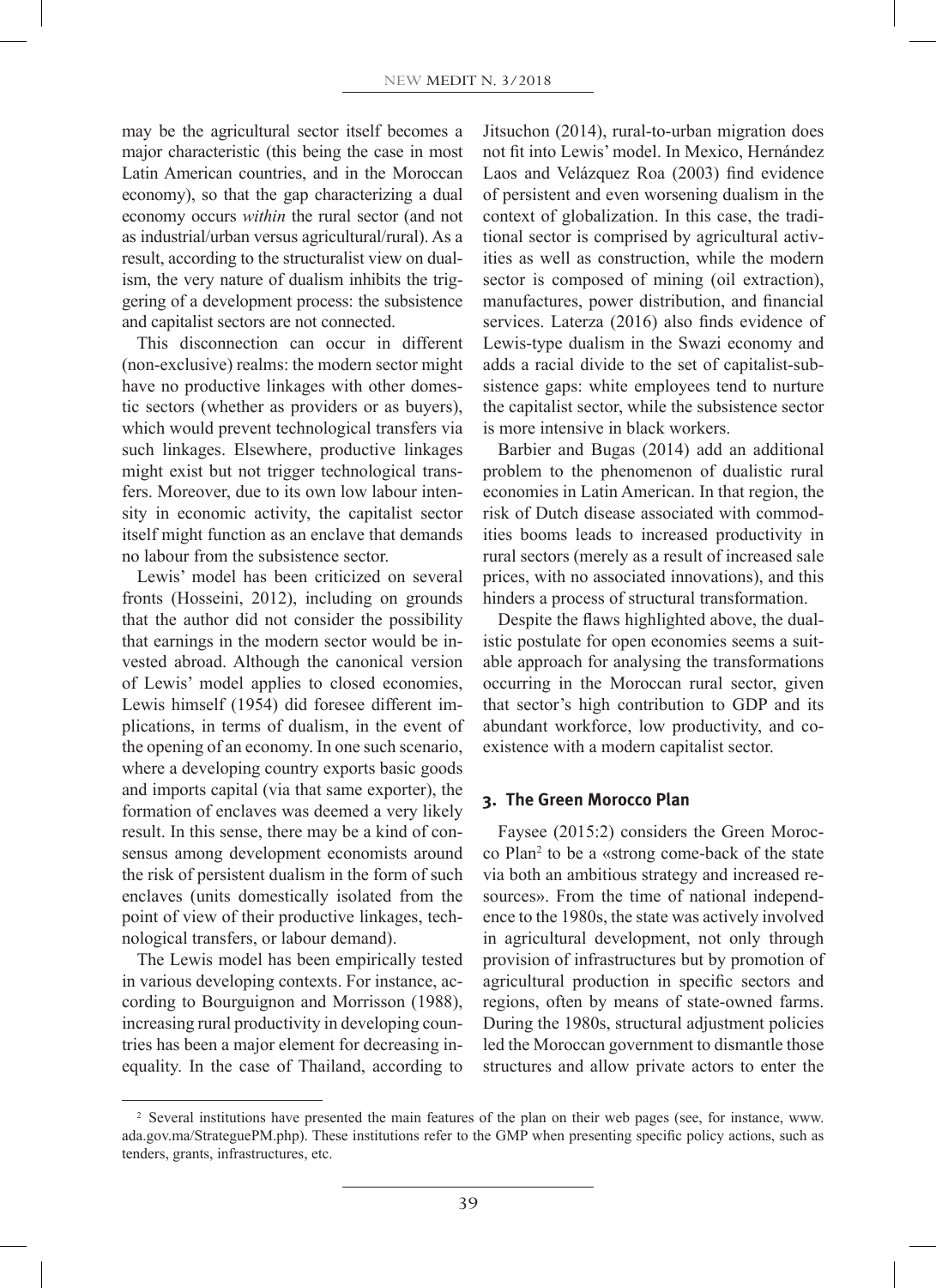may be the agricultural sector itself becomes a major characteristic (this being the case in most Latin American countries, and in the Moroccan economy), so that the gap characterizing a dual economy occurs *within* the rural sector (and not as industrial/urban versus agricultural/rural). As a result, according to the structuralist view on dualism, the very nature of dualism inhibits the triggering of a development process: the subsistence and capitalist sectors are not connected.

This disconnection can occur in different (non-exclusive) realms: the modern sector might have no productive linkages with other domestic sectors (whether as providers or as buyers), which would prevent technological transfers via such linkages. Elsewhere, productive linkages might exist but not trigger technological transfers. Moreover, due to its own low labour intensity in economic activity, the capitalist sector itself might function as an enclave that demands no labour from the subsistence sector.

Lewis' model has been criticized on several fronts (Hosseini, 2012), including on grounds that the author did not consider the possibility that earnings in the modern sector would be invested abroad. Although the canonical version of Lewis' model applies to closed economies, Lewis himself (1954) did foresee different implications, in terms of dualism, in the event of the opening of an economy. In one such scenario, where a developing country exports basic goods and imports capital (via that same exporter), the formation of enclaves was deemed a very likely result. In this sense, there may be a kind of consensus among development economists around the risk of persistent dualism in the form of such enclaves (units domestically isolated from the point of view of their productive linkages, technological transfers, or labour demand).

The Lewis model has been empirically tested in various developing contexts. For instance, according to Bourguignon and Morrisson (1988), increasing rural productivity in developing countries has been a major element for decreasing inequality. In the case of Thailand, according to Jitsuchon (2014), rural-to-urban migration does not fit into Lewis' model. In Mexico, Hernández Laos and Velázquez Roa (2003) find evidence of persistent and even worsening dualism in the context of globalization. In this case, the traditional sector is comprised by agricultural activities as well as construction, while the modern sector is composed of mining (oil extraction), manufactures, power distribution, and financial services. Laterza (2016) also finds evidence of Lewis-type dualism in the Swazi economy and adds a racial divide to the set of capitalist-subsistence gaps: white employees tend to nurture the capitalist sector, while the subsistence sector is more intensive in black workers.

Barbier and Bugas (2014) add an additional problem to the phenomenon of dualistic rural economies in Latin American. In that region, the risk of Dutch disease associated with commodities booms leads to increased productivity in rural sectors (merely as a result of increased sale prices, with no associated innovations), and this hinders a process of structural transformation.

Despite the flaws highlighted above, the dualistic postulate for open economies seems a suitable approach for analysing the transformations occurring in the Moroccan rural sector, given that sector's high contribution to GDP and its abundant workforce, low productivity, and coexistence with a modern capitalist sector.

## 3. The Green Morocco Plan

Faysee (2015:2) considers the Green Morocco Plan[2] to be a «strong come-back of the state via both an ambitious strategy and increased resources». From the time of national independence to the 1980s, the state was actively involved in agricultural development, not only through provision of infrastructures but by promotion of agricultural production in specific sectors and regions, often by means of state-owned farms. During the 1980s, structural adjustment policies led the Moroccan government to dismantle those structures and allow private actors to enter the

[2] Several institutions have presented the main features of the plan on their web pages (see, for instance, www.ada.gov.ma/StrateguePM.php). These institutions refer to the GMP when presenting specific policy actions, such as tenders, grants, infrastructures, etc.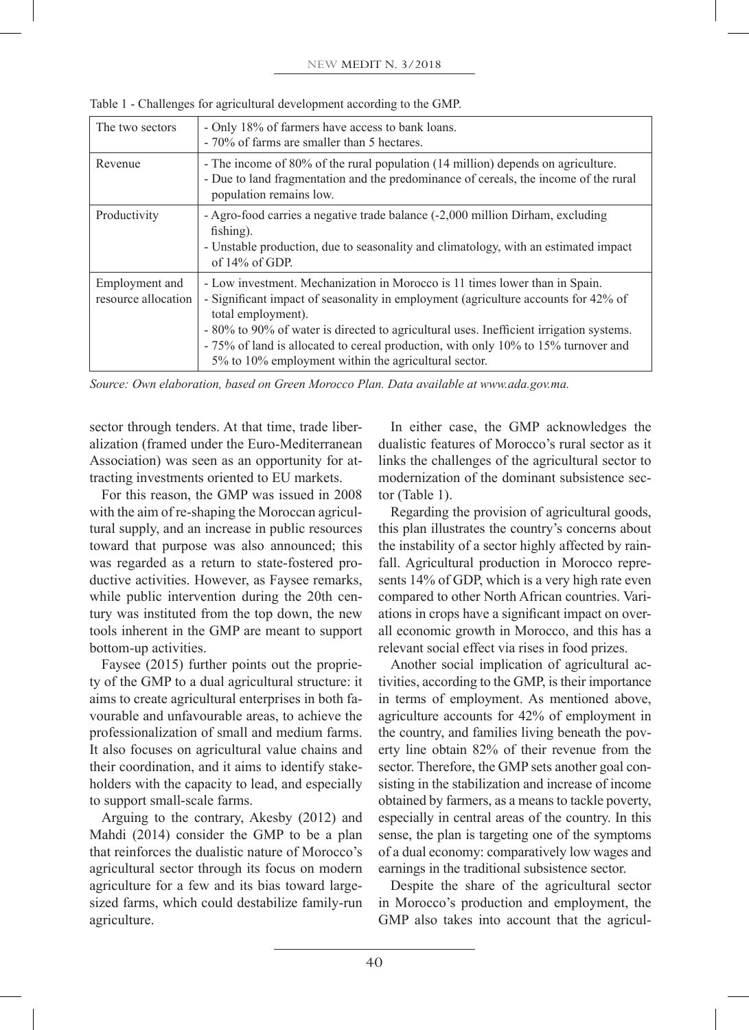Table 1 - Challenges for agricultural development according to the GMP.

| | |
|---|---|
| The two sectors | - Only 18% of farmers have access to bank loans.<br>- 70% of farms are smaller than 5 hectares. |
| Revenue | - The income of 80% of the rural population (14 million) depends on agriculture.<br>- Due to land fragmentation and the predominance of cereals, the income of the rural population remains low. |
| Productivity | - Agro-food carries a negative trade balance (-2,000 million Dirham, excluding fishing).<br>- Unstable production, due to seasonality and climatology, with an estimated impact of 14% of GDP. |
| Employment and resource allocation | - Low investment. Mechanization in Morocco is 11 times lower than in Spain.<br>- Significant impact of seasonality in employment (agriculture accounts for 42% of total employment).<br>- 80% to 90% of water is directed to agricultural uses. Inefficient irrigation systems.<br>- 75% of land is allocated to cereal production, with only 10% to 15% turnover and 5% to 10% employment within the agricultural sector. |

*Source: Own elaboration, based on Green Morocco Plan. Data available at www.ada.gov.ma.*

sector through tenders. At that time, trade liberalization (framed under the Euro-Mediterranean Association) was seen as an opportunity for attracting investments oriented to EU markets.

For this reason, the GMP was issued in 2008 with the aim of re-shaping the Moroccan agricultural supply, and an increase in public resources toward that purpose was also announced; this was regarded as a return to state-fostered productive activities. However, as Faysee remarks, while public intervention during the 20th century was instituted from the top down, the new tools inherent in the GMP are meant to support bottom-up activities.

Faysee (2015) further points out the propriety of the GMP to a dual agricultural structure: it aims to create agricultural enterprises in both favourable and unfavourable areas, to achieve the professionalization of small and medium farms. It also focuses on agricultural value chains and their coordination, and it aims to identify stakeholders with the capacity to lead, and especially to support small-scale farms.

Arguing to the contrary, Akesby (2012) and Mahdi (2014) consider the GMP to be a plan that reinforces the dualistic nature of Morocco's agricultural sector through its focus on modern agriculture for a few and its bias toward large-sized farms, which could destabilize family-run agriculture.

In either case, the GMP acknowledges the dualistic features of Morocco's rural sector as it links the challenges of the agricultural sector to modernization of the dominant subsistence sector (Table 1).

Regarding the provision of agricultural goods, this plan illustrates the country's concerns about the instability of a sector highly affected by rainfall. Agricultural production in Morocco represents 14% of GDP, which is a very high rate even compared to other North African countries. Variations in crops have a significant impact on overall economic growth in Morocco, and this has a relevant social effect via rises in food prizes.

Another social implication of agricultural activities, according to the GMP, is their importance in terms of employment. As mentioned above, agriculture accounts for 42% of employment in the country, and families living beneath the poverty line obtain 82% of their revenue from the sector. Therefore, the GMP sets another goal consisting in the stabilization and increase of income obtained by farmers, as a means to tackle poverty, especially in central areas of the country. In this sense, the plan is targeting one of the symptoms of a dual economy: comparatively low wages and earnings in the traditional subsistence sector.

Despite the share of the agricultural sector in Morocco's production and employment, the GMP also takes into account that the agricul-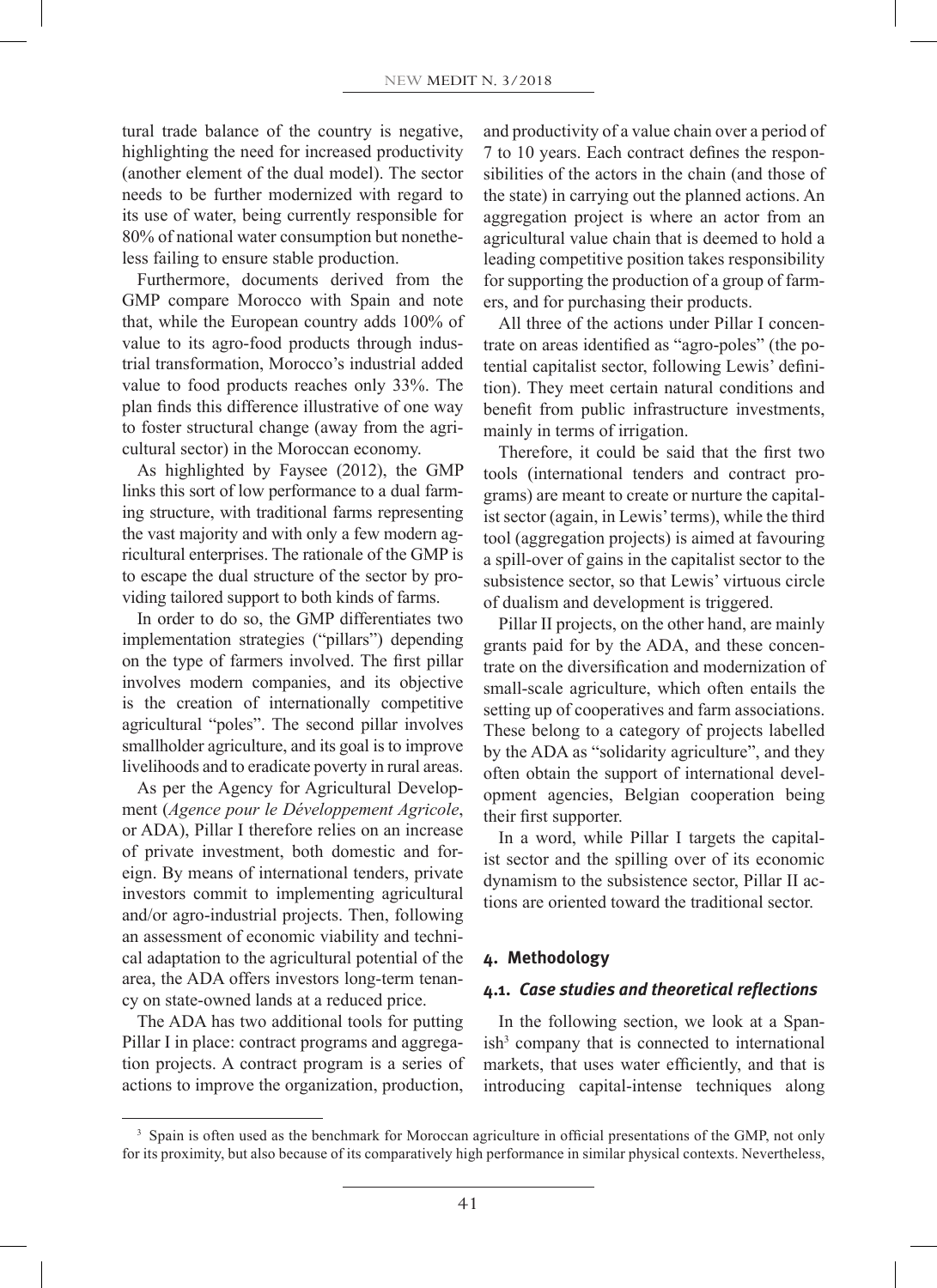tural trade balance of the country is negative, highlighting the need for increased productivity (another element of the dual model). The sector needs to be further modernized with regard to its use of water, being currently responsible for 80% of national water consumption but nonetheless failing to ensure stable production.

Furthermore, documents derived from the GMP compare Morocco with Spain and note that, while the European country adds 100% of value to its agro-food products through industrial transformation, Morocco's industrial added value to food products reaches only 33%. The plan finds this difference illustrative of one way to foster structural change (away from the agricultural sector) in the Moroccan economy.

As highlighted by Faysee (2012), the GMP links this sort of low performance to a dual farming structure, with traditional farms representing the vast majority and with only a few modern agricultural enterprises. The rationale of the GMP is to escape the dual structure of the sector by providing tailored support to both kinds of farms.

In order to do so, the GMP differentiates two implementation strategies ("pillars") depending on the type of farmers involved. The first pillar involves modern companies, and its objective is the creation of internationally competitive agricultural "poles". The second pillar involves smallholder agriculture, and its goal is to improve livelihoods and to eradicate poverty in rural areas.

As per the Agency for Agricultural Development (*Agence pour le Développement Agricole*, or ADA), Pillar I therefore relies on an increase of private investment, both domestic and foreign. By means of international tenders, private investors commit to implementing agricultural and/or agro-industrial projects. Then, following an assessment of economic viability and technical adaptation to the agricultural potential of the area, the ADA offers investors long-term tenancy on state-owned lands at a reduced price.

The ADA has two additional tools for putting Pillar I in place: contract programs and aggregation projects. A contract program is a series of actions to improve the organization, production, and productivity of a value chain over a period of 7 to 10 years. Each contract defines the responsibilities of the actors in the chain (and those of the state) in carrying out the planned actions. An aggregation project is where an actor from an agricultural value chain that is deemed to hold a leading competitive position takes responsibility for supporting the production of a group of farmers, and for purchasing their products.

All three of the actions under Pillar I concentrate on areas identified as "agro-poles" (the potential capitalist sector, following Lewis' definition). They meet certain natural conditions and benefit from public infrastructure investments, mainly in terms of irrigation.

Therefore, it could be said that the first two tools (international tenders and contract programs) are meant to create or nurture the capitalist sector (again, in Lewis' terms), while the third tool (aggregation projects) is aimed at favouring a spill-over of gains in the capitalist sector to the subsistence sector, so that Lewis' virtuous circle of dualism and development is triggered.

Pillar II projects, on the other hand, are mainly grants paid for by the ADA, and these concentrate on the diversification and modernization of small-scale agriculture, which often entails the setting up of cooperatives and farm associations. These belong to a category of projects labelled by the ADA as "solidarity agriculture", and they often obtain the support of international development agencies, Belgian cooperation being their first supporter.

In a word, while Pillar I targets the capitalist sector and the spilling over of its economic dynamism to the subsistence sector, Pillar II actions are oriented toward the traditional sector.

## 4. Methodology

### 4.1. *Case studies and theoretical reflections*

In the following section, we look at a Spanish[3] company that is connected to international markets, that uses water efficiently, and that is introducing capital-intense techniques along

[3] Spain is often used as the benchmark for Moroccan agriculture in official presentations of the GMP, not only for its proximity, but also because of its comparatively high performance in similar physical contexts. Nevertheless,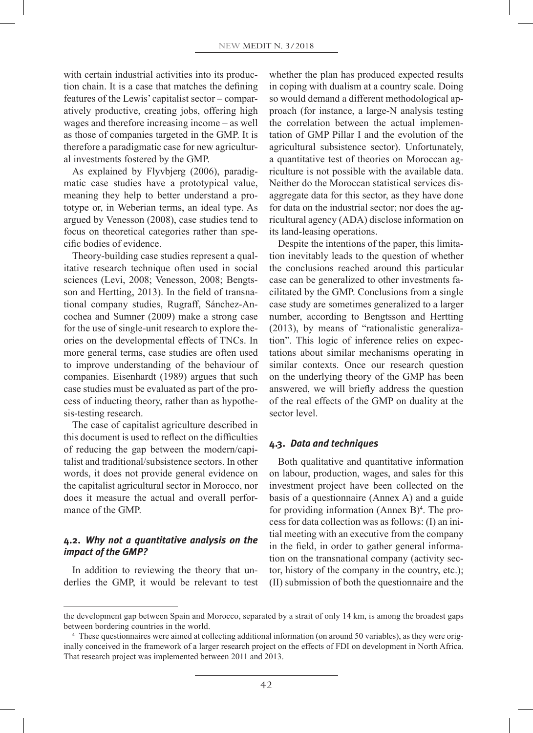with certain industrial activities into its production chain. It is a case that matches the defining features of the Lewis' capitalist sector – comparatively productive, creating jobs, offering high wages and therefore increasing income – as well as those of companies targeted in the GMP. It is therefore a paradigmatic case for new agricultural investments fostered by the GMP.

As explained by Flyvbjerg (2006), paradigmatic case studies have a prototypical value, meaning they help to better understand a prototype or, in Weberian terms, an ideal type. As argued by Venesson (2008), case studies tend to focus on theoretical categories rather than specific bodies of evidence.

Theory-building case studies represent a qualitative research technique often used in social sciences (Levi, 2008; Venesson, 2008; Bengtsson and Hertting, 2013). In the field of transnational company studies, Rugraff, Sánchez-Ancochea and Sumner (2009) make a strong case for the use of single-unit research to explore theories on the developmental effects of TNCs. In more general terms, case studies are often used to improve understanding of the behaviour of companies. Eisenhardt (1989) argues that such case studies must be evaluated as part of the process of inducting theory, rather than as hypothesis-testing research.

The case of capitalist agriculture described in this document is used to reflect on the difficulties of reducing the gap between the modern/capitalist and traditional/subsistence sectors. In other words, it does not provide general evidence on the capitalist agricultural sector in Morocco, nor does it measure the actual and overall performance of the GMP.

### 4.2. *Why not a quantitative analysis on the impact of the GMP?*

In addition to reviewing the theory that underlies the GMP, it would be relevant to test whether the plan has produced expected results in coping with dualism at a country scale. Doing so would demand a different methodological approach (for instance, a large-N analysis testing the correlation between the actual implementation of GMP Pillar I and the evolution of the agricultural subsistence sector). Unfortunately, a quantitative test of theories on Moroccan agriculture is not possible with the available data. Neither do the Moroccan statistical services disaggregate data for this sector, as they have done for data on the industrial sector; nor does the agricultural agency (ADA) disclose information on its land-leasing operations.

Despite the intentions of the paper, this limitation inevitably leads to the question of whether the conclusions reached around this particular case can be generalized to other investments facilitated by the GMP. Conclusions from a single case study are sometimes generalized to a larger number, according to Bengtsson and Hertting (2013), by means of "rationalistic generalization". This logic of inference relies on expectations about similar mechanisms operating in similar contexts. Once our research question on the underlying theory of the GMP has been answered, we will briefly address the question of the real effects of the GMP on duality at the sector level.

### 4.3. *Data and techniques*

Both qualitative and quantitative information on labour, production, wages, and sales for this investment project have been collected on the basis of a questionnaire (Annex A) and a guide for providing information (Annex B)[4]. The process for data collection was as follows: (I) an initial meeting with an executive from the company in the field, in order to gather general information on the transnational company (activity sector, history of the company in the country, etc.); (II) submission of both the questionnaire and the

---

the development gap between Spain and Morocco, separated by a strait of only 14 km, is among the broadest gaps between bordering countries in the world.

[4] These questionnaires were aimed at collecting additional information (on around 50 variables), as they were originally conceived in the framework of a larger research project on the effects of FDI on development in North Africa. That research project was implemented between 2011 and 2013.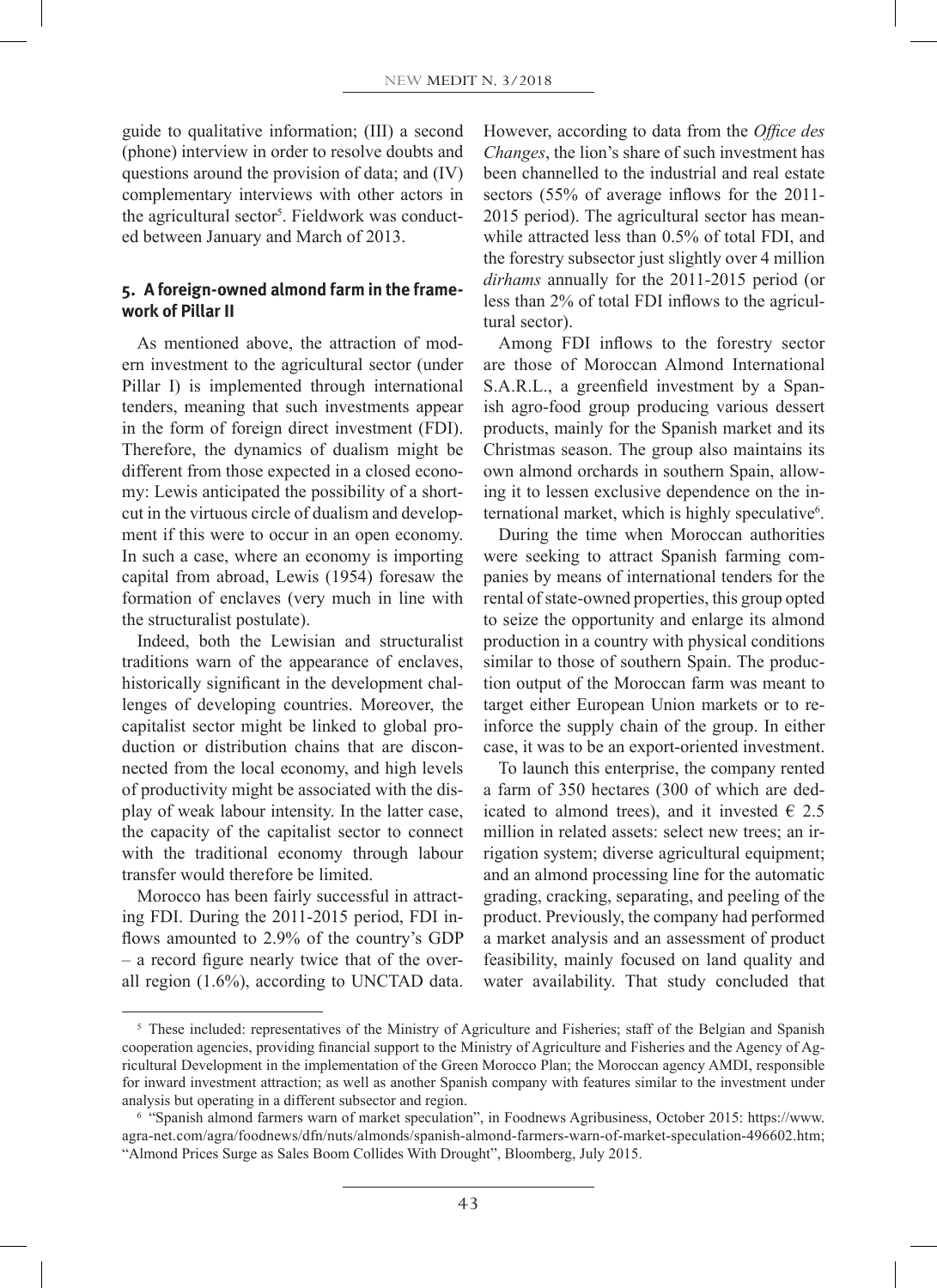guide to qualitative information; (III) a second (phone) interview in order to resolve doubts and questions around the provision of data; and (IV) complementary interviews with other actors in the agricultural sector[5]. Fieldwork was conducted between January and March of 2013.

## 5. A foreign-owned almond farm in the framework of Pillar II

As mentioned above, the attraction of modern investment to the agricultural sector (under Pillar I) is implemented through international tenders, meaning that such investments appear in the form of foreign direct investment (FDI). Therefore, the dynamics of dualism might be different from those expected in a closed economy: Lewis anticipated the possibility of a shortcut in the virtuous circle of dualism and development if this were to occur in an open economy. In such a case, where an economy is importing capital from abroad, Lewis (1954) foresaw the formation of enclaves (very much in line with the structuralist postulate).

Indeed, both the Lewisian and structuralist traditions warn of the appearance of enclaves, historically significant in the development challenges of developing countries. Moreover, the capitalist sector might be linked to global production or distribution chains that are disconnected from the local economy, and high levels of productivity might be associated with the display of weak labour intensity. In the latter case, the capacity of the capitalist sector to connect with the traditional economy through labour transfer would therefore be limited.

Morocco has been fairly successful in attracting FDI. During the 2011-2015 period, FDI inflows amounted to 2.9% of the country's GDP – a record figure nearly twice that of the overall region (1.6%), according to UNCTAD data. However, according to data from the *Office des Changes*, the lion's share of such investment has been channelled to the industrial and real estate sectors (55% of average inflows for the 2011-2015 period). The agricultural sector has meanwhile attracted less than 0.5% of total FDI, and the forestry subsector just slightly over 4 million *dirhams* annually for the 2011-2015 period (or less than 2% of total FDI inflows to the agricultural sector).

Among FDI inflows to the forestry sector are those of Moroccan Almond International S.A.R.L., a greenfield investment by a Spanish agro-food group producing various dessert products, mainly for the Spanish market and its Christmas season. The group also maintains its own almond orchards in southern Spain, allowing it to lessen exclusive dependence on the international market, which is highly speculative[6].

During the time when Moroccan authorities were seeking to attract Spanish farming companies by means of international tenders for the rental of state-owned properties, this group opted to seize the opportunity and enlarge its almond production in a country with physical conditions similar to those of southern Spain. The production output of the Moroccan farm was meant to target either European Union markets or to reinforce the supply chain of the group. In either case, it was to be an export-oriented investment.

To launch this enterprise, the company rented a farm of 350 hectares (300 of which are dedicated to almond trees), and it invested € 2.5 million in related assets: select new trees; an irrigation system; diverse agricultural equipment; and an almond processing line for the automatic grading, cracking, separating, and peeling of the product. Previously, the company had performed a market analysis and an assessment of product feasibility, mainly focused on land quality and water availability. That study concluded that

---

[5] These included: representatives of the Ministry of Agriculture and Fisheries; staff of the Belgian and Spanish cooperation agencies, providing financial support to the Ministry of Agriculture and Fisheries and the Agency of Agricultural Development in the implementation of the Green Morocco Plan; the Moroccan agency AMDI, responsible for inward investment attraction; as well as another Spanish company with features similar to the investment under analysis but operating in a different subsector and region.

[6] "Spanish almond farmers warn of market speculation", in Foodnews Agribusiness, October 2015: https://www.agra-net.com/agra/foodnews/dfn/nuts/almonds/spanish-almond-farmers-warn-of-market-speculation-496602.htm; "Almond Prices Surge as Sales Boom Collides With Drought", Bloomberg, July 2015.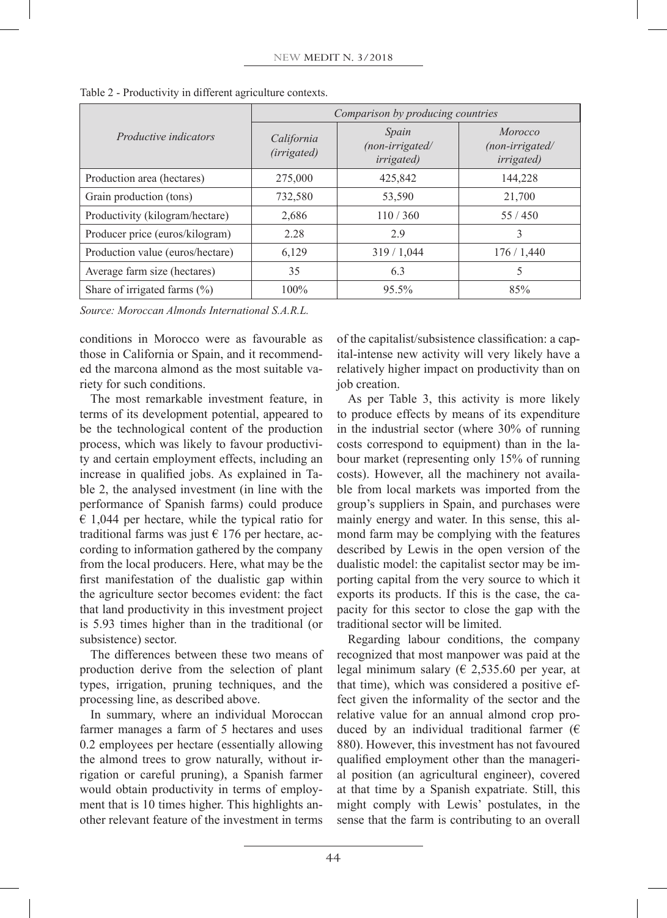Table 2 - Productivity in different agriculture contexts.

| *Productive indicators* | *Comparison by producing countries* | | |
|---|---|---|---|
| | *California (irrigated)* | *Spain (non-irrigated/ irrigated)* | *Morocco (non-irrigated/ irrigated)* |
| Production area (hectares) | 275,000 | 425,842 | 144,228 |
| Grain production (tons) | 732,580 | 53,590 | 21,700 |
| Productivity (kilogram/hectare) | 2,686 | 110 / 360 | 55 / 450 |
| Producer price (euros/kilogram) | 2.28 | 2.9 | 3 |
| Production value (euros/hectare) | 6,129 | 319 / 1,044 | 176 / 1,440 |
| Average farm size (hectares) | 35 | 6.3 | 5 |
| Share of irrigated farms (%) | 100% | 95.5% | 85% |

*Source: Moroccan Almonds International S.A.R.L.*

conditions in Morocco were as favourable as those in California or Spain, and it recommended the marcona almond as the most suitable variety for such conditions.

The most remarkable investment feature, in terms of its development potential, appeared to be the technological content of the production process, which was likely to favour productivity and certain employment effects, including an increase in qualified jobs. As explained in Table 2, the analysed investment (in line with the performance of Spanish farms) could produce € 1,044 per hectare, while the typical ratio for traditional farms was just € 176 per hectare, according to information gathered by the company from the local producers. Here, what may be the first manifestation of the dualistic gap within the agriculture sector becomes evident: the fact that land productivity in this investment project is 5.93 times higher than in the traditional (or subsistence) sector.

The differences between these two means of production derive from the selection of plant types, irrigation, pruning techniques, and the processing line, as described above.

In summary, where an individual Moroccan farmer manages a farm of 5 hectares and uses 0.2 employees per hectare (essentially allowing the almond trees to grow naturally, without irrigation or careful pruning), a Spanish farmer would obtain productivity in terms of employment that is 10 times higher. This highlights another relevant feature of the investment in terms of the capitalist/subsistence classification: a capital-intense new activity will very likely have a relatively higher impact on productivity than on job creation.

As per Table 3, this activity is more likely to produce effects by means of its expenditure in the industrial sector (where 30% of running costs correspond to equipment) than in the labour market (representing only 15% of running costs). However, all the machinery not available from local markets was imported from the group's suppliers in Spain, and purchases were mainly energy and water. In this sense, this almond farm may be complying with the features described by Lewis in the open version of the dualistic model: the capitalist sector may be importing capital from the very source to which it exports its products. If this is the case, the capacity for this sector to close the gap with the traditional sector will be limited.

Regarding labour conditions, the company recognized that most manpower was paid at the legal minimum salary (€ 2,535.60 per year, at that time), which was considered a positive effect given the informality of the sector and the relative value for an annual almond crop produced by an individual traditional farmer (€ 880). However, this investment has not favoured qualified employment other than the managerial position (an agricultural engineer), covered at that time by a Spanish expatriate. Still, this might comply with Lewis' postulates, in the sense that the farm is contributing to an overall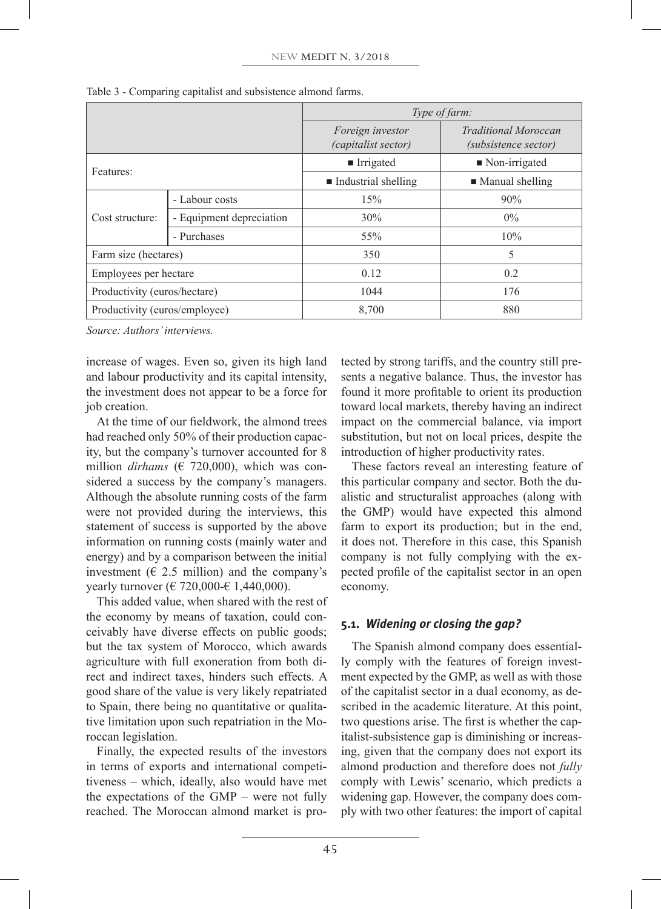Table 3 - Comparing capitalist and subsistence almond farms.

| | | *Type of farm:* | |
|---|---|---|---|
| | | *Foreign investor (capitalist sector)* | *Traditional Moroccan (subsistence sector)* |
| Features: | | ■ Irrigated | ■ Non-irrigated |
| | | ■ Industrial shelling | ■ Manual shelling |
| Cost structure: | - Labour costs | 15% | 90% |
| | - Equipment depreciation | 30% | 0% |
| | - Purchases | 55% | 10% |
| Farm size (hectares) | | 350 | 5 |
| Employees per hectare | | 0.12 | 0.2 |
| Productivity (euros/hectare) | | 1044 | 176 |
| Productivity (euros/employee) | | 8,700 | 880 |

*Source: Authors' interviews.*

increase of wages. Even so, given its high land and labour productivity and its capital intensity, the investment does not appear to be a force for job creation.

At the time of our fieldwork, the almond trees had reached only 50% of their production capacity, but the company's turnover accounted for 8 million *dirhams* (€ 720,000), which was considered a success by the company's managers. Although the absolute running costs of the farm were not provided during the interviews, this statement of success is supported by the above information on running costs (mainly water and energy) and by a comparison between the initial investment (€ 2.5 million) and the company's yearly turnover (€ 720,000-€ 1,440,000).

This added value, when shared with the rest of the economy by means of taxation, could conceivably have diverse effects on public goods; but the tax system of Morocco, which awards agriculture with full exoneration from both direct and indirect taxes, hinders such effects. A good share of the value is very likely repatriated to Spain, there being no quantitative or qualitative limitation upon such repatriation in the Moroccan legislation.

Finally, the expected results of the investors in terms of exports and international competitiveness – which, ideally, also would have met the expectations of the GMP – were not fully reached. The Moroccan almond market is protected by strong tariffs, and the country still presents a negative balance. Thus, the investor has found it more profitable to orient its production toward local markets, thereby having an indirect impact on the commercial balance, via import substitution, but not on local prices, despite the introduction of higher productivity rates.

These factors reveal an interesting feature of this particular company and sector. Both the dualistic and structuralist approaches (along with the GMP) would have expected this almond farm to export its production; but in the end, it does not. Therefore in this case, this Spanish company is not fully complying with the expected profile of the capitalist sector in an open economy.

### 5.1. *Widening or closing the gap?*

The Spanish almond company does essentially comply with the features of foreign investment expected by the GMP, as well as with those of the capitalist sector in a dual economy, as described in the academic literature. At this point, two questions arise. The first is whether the capitalist-subsistence gap is diminishing or increasing, given that the company does not export its almond production and therefore does not *fully* comply with Lewis' scenario, which predicts a widening gap. However, the company does comply with two other features: the import of capital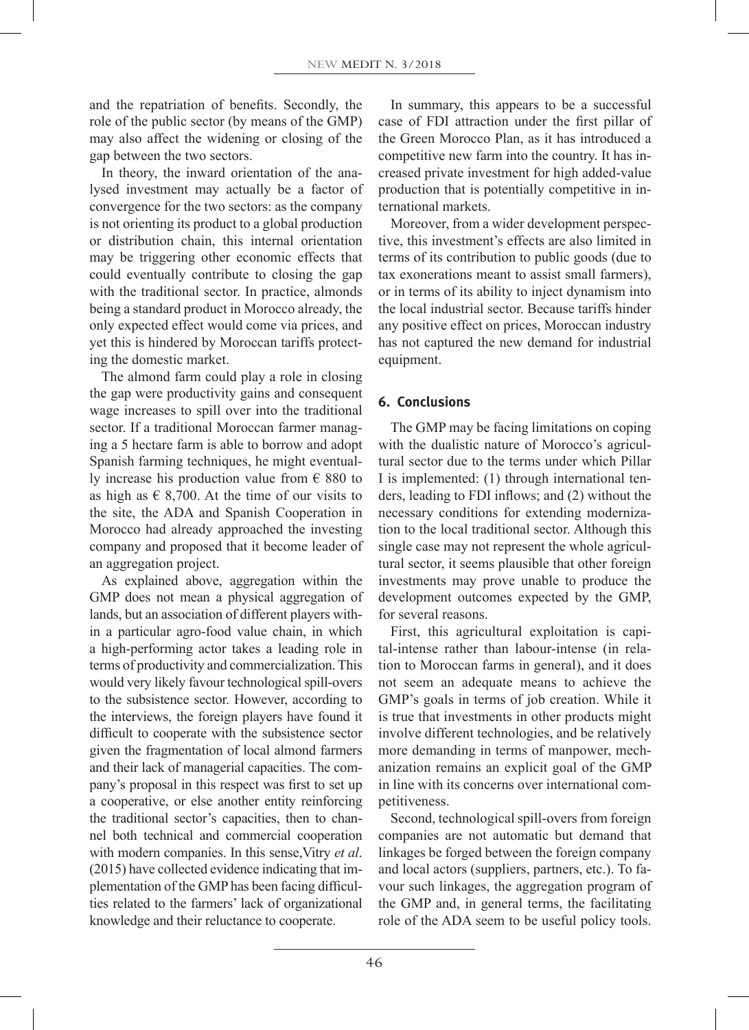and the repatriation of benefits. Secondly, the role of the public sector (by means of the GMP) may also affect the widening or closing of the gap between the two sectors.

In theory, the inward orientation of the analysed investment may actually be a factor of convergence for the two sectors: as the company is not orienting its product to a global production or distribution chain, this internal orientation may be triggering other economic effects that could eventually contribute to closing the gap with the traditional sector. In practice, almonds being a standard product in Morocco already, the only expected effect would come via prices, and yet this is hindered by Moroccan tariffs protecting the domestic market.

The almond farm could play a role in closing the gap were productivity gains and consequent wage increases to spill over into the traditional sector. If a traditional Moroccan farmer managing a 5 hectare farm is able to borrow and adopt Spanish farming techniques, he might eventually increase his production value from € 880 to as high as € 8,700. At the time of our visits to the site, the ADA and Spanish Cooperation in Morocco had already approached the investing company and proposed that it become leader of an aggregation project.

As explained above, aggregation within the GMP does not mean a physical aggregation of lands, but an association of different players within a particular agro-food value chain, in which a high-performing actor takes a leading role in terms of productivity and commercialization. This would very likely favour technological spill-overs to the subsistence sector. However, according to the interviews, the foreign players have found it difficult to cooperate with the subsistence sector given the fragmentation of local almond farmers and their lack of managerial capacities. The company's proposal in this respect was first to set up a cooperative, or else another entity reinforcing the traditional sector's capacities, then to channel both technical and commercial cooperation with modern companies. In this sense, Vitry *et al*. (2015) have collected evidence indicating that implementation of the GMP has been facing difficulties related to the farmers' lack of organizational knowledge and their reluctance to cooperate.

In summary, this appears to be a successful case of FDI attraction under the first pillar of the Green Morocco Plan, as it has introduced a competitive new farm into the country. It has increased private investment for high added-value production that is potentially competitive in international markets.

Moreover, from a wider development perspective, this investment's effects are also limited in terms of its contribution to public goods (due to tax exonerations meant to assist small farmers), or in terms of its ability to inject dynamism into the local industrial sector. Because tariffs hinder any positive effect on prices, Moroccan industry has not captured the new demand for industrial equipment.

## 6. Conclusions

The GMP may be facing limitations on coping with the dualistic nature of Morocco's agricultural sector due to the terms under which Pillar I is implemented: (1) through international tenders, leading to FDI inflows; and (2) without the necessary conditions for extending modernization to the local traditional sector. Although this single case may not represent the whole agricultural sector, it seems plausible that other foreign investments may prove unable to produce the development outcomes expected by the GMP, for several reasons.

First, this agricultural exploitation is capital-intense rather than labour-intense (in relation to Moroccan farms in general), and it does not seem an adequate means to achieve the GMP's goals in terms of job creation. While it is true that investments in other products might involve different technologies, and be relatively more demanding in terms of manpower, mechanization remains an explicit goal of the GMP in line with its concerns over international competitiveness.

Second, technological spill-overs from foreign companies are not automatic but demand that linkages be forged between the foreign company and local actors (suppliers, partners, etc.). To favour such linkages, the aggregation program of the GMP and, in general terms, the facilitating role of the ADA seem to be useful policy tools.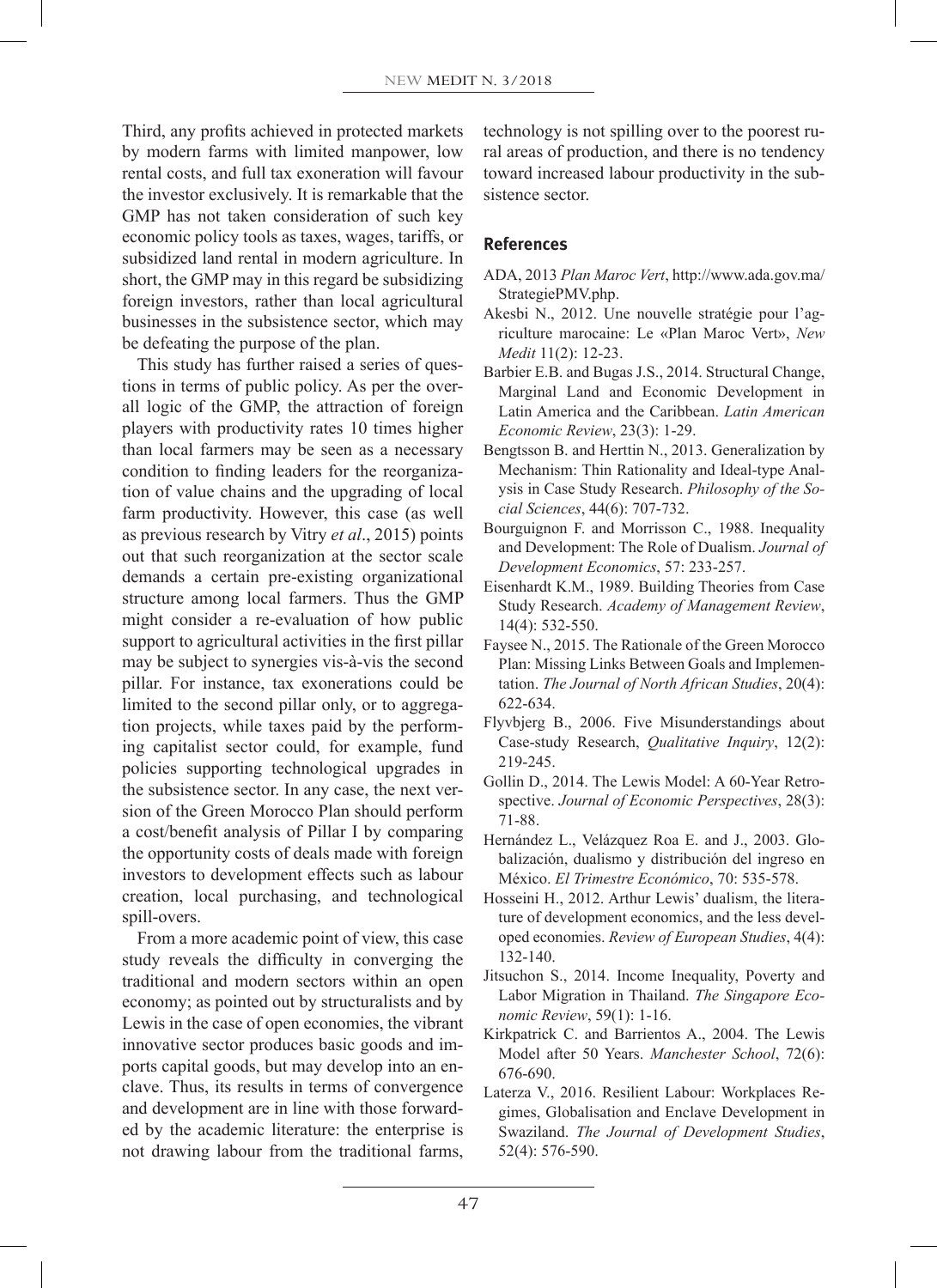Third, any profits achieved in protected markets by modern farms with limited manpower, low rental costs, and full tax exoneration will favour the investor exclusively. It is remarkable that the GMP has not taken consideration of such key economic policy tools as taxes, wages, tariffs, or subsidized land rental in modern agriculture. In short, the GMP may in this regard be subsidizing foreign investors, rather than local agricultural businesses in the subsistence sector, which may be defeating the purpose of the plan.

This study has further raised a series of questions in terms of public policy. As per the overall logic of the GMP, the attraction of foreign players with productivity rates 10 times higher than local farmers may be seen as a necessary condition to finding leaders for the reorganization of value chains and the upgrading of local farm productivity. However, this case (as well as previous research by Vitry *et al*., 2015) points out that such reorganization at the sector scale demands a certain pre-existing organizational structure among local farmers. Thus the GMP might consider a re-evaluation of how public support to agricultural activities in the first pillar may be subject to synergies vis-à-vis the second pillar. For instance, tax exonerations could be limited to the second pillar only, or to aggregation projects, while taxes paid by the performing capitalist sector could, for example, fund policies supporting technological upgrades in the subsistence sector. In any case, the next version of the Green Morocco Plan should perform a cost/benefit analysis of Pillar I by comparing the opportunity costs of deals made with foreign investors to development effects such as labour creation, local purchasing, and technological spill-overs.

From a more academic point of view, this case study reveals the difficulty in converging the traditional and modern sectors within an open economy; as pointed out by structuralists and by Lewis in the case of open economies, the vibrant innovative sector produces basic goods and imports capital goods, but may develop into an enclave. Thus, its results in terms of convergence and development are in line with those forwarded by the academic literature: the enterprise is not drawing labour from the traditional farms, technology is not spilling over to the poorest rural areas of production, and there is no tendency toward increased labour productivity in the subsistence sector.

## References

- ADA, 2013 *Plan Maroc Vert*, http://www.ada.gov.ma/StrategiePMV.php.
- Akesbi N., 2012. Une nouvelle stratégie pour l'agriculture marocaine: Le «Plan Maroc Vert», *New Medit* 11(2): 12-23.
- Barbier E.B. and Bugas J.S., 2014. Structural Change, Marginal Land and Economic Development in Latin America and the Caribbean. *Latin American Economic Review*, 23(3): 1-29.
- Bengtsson B. and Herttin N., 2013. Generalization by Mechanism: Thin Rationality and Ideal-type Analysis in Case Study Research. *Philosophy of the Social Sciences*, 44(6): 707-732.
- Bourguignon F. and Morrisson C., 1988. Inequality and Development: The Role of Dualism. *Journal of Development Economics*, 57: 233-257.
- Eisenhardt K.M., 1989. Building Theories from Case Study Research. *Academy of Management Review*, 14(4): 532-550.
- Faysee N., 2015. The Rationale of the Green Morocco Plan: Missing Links Between Goals and Implementation. *The Journal of North African Studies*, 20(4): 622-634.
- Flyvbjerg B., 2006. Five Misunderstandings about Case-study Research, *Qualitative Inquiry*, 12(2): 219-245.
- Gollin D., 2014. The Lewis Model: A 60-Year Retrospective. *Journal of Economic Perspectives*, 28(3): 71-88.
- Hernández L., Velázquez Roa E. and J., 2003. Globalización, dualismo y distribución del ingreso en México. *El Trimestre Económico*, 70: 535-578.
- Hosseini H., 2012. Arthur Lewis' dualism, the literature of development economics, and the less developed economies. *Review of European Studies*, 4(4): 132-140.
- Jitsuchon S., 2014. Income Inequality, Poverty and Labor Migration in Thailand. *The Singapore Economic Review*, 59(1): 1-16.
- Kirkpatrick C. and Barrientos A., 2004. The Lewis Model after 50 Years. *Manchester School*, 72(6): 676-690.
- Laterza V., 2016. Resilient Labour: Workplaces Regimes, Globalisation and Enclave Development in Swaziland. *The Journal of Development Studies*, 52(4): 576-590.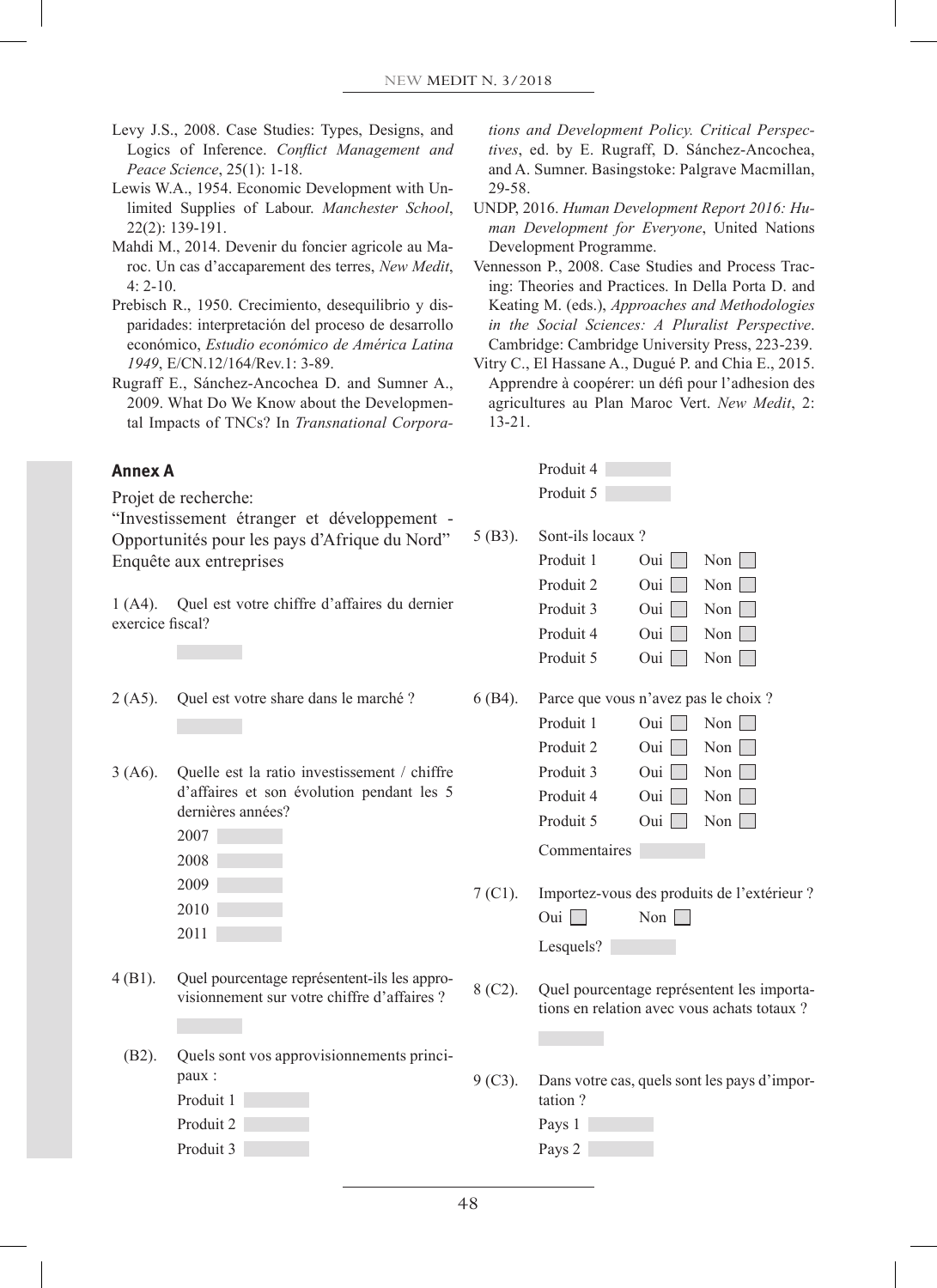Levy J.S., 2008. Case Studies: Types, Designs, and Logics of Inference. *Conflict Management and Peace Science*, 25(1): 1-18.

Lewis W.A., 1954. Economic Development with Unlimited Supplies of Labour. *Manchester School*, 22(2): 139-191.

Mahdi M., 2014. Devenir du foncier agricole au Maroc. Un cas d'accaparement des terres, *New Medit*, 4: 2-10.

Prebisch R., 1950. Crecimiento, desequilibrio y disparidades: interpretación del proceso de desarrollo económico, *Estudio económico de América Latina 1949*, E/CN.12/164/Rev.1: 3-89.

Rugraff E., Sánchez-Ancochea D. and Sumner A., 2009. What Do We Know about the Developmental Impacts of TNCs? In *Transnational Corporations and Development Policy. Critical Perspectives*, ed. by E. Rugraff, D. Sánchez-Ancochea, and A. Sumner. Basingstoke: Palgrave Macmillan, 29-58.

UNDP, 2016. *Human Development Report 2016: Human Development for Everyone*, United Nations Development Programme.

Vennesson P., 2008. Case Studies and Process Tracing: Theories and Practices. In Della Porta D. and Keating M. (eds.), *Approaches and Methodologies in the Social Sciences: A Pluralist Perspective*. Cambridge: Cambridge University Press, 223-239.

Vitry C., El Hassane A., Dugué P. and Chia E., 2015. Apprendre à coopérer: un défi pour l'adhesion des agricultures au Plan Maroc Vert. *New Medit*, 2: 13-21.

## Annex A

Projet de recherche:
"Investissement étranger et développement - Opportunités pour les pays d'Afrique du Nord"
Enquête aux entreprises

1 (A4). Quel est votre chiffre d'affaires du dernier exercice fiscal?

2 (A5). Quel est votre share dans le marché ?

3 (A6). Quelle est la ratio investissement / chiffre d'affaires et son évolution pendant les 5 dernières années?

2007
2008
2009
2010
2011

4 (B1). Quel pourcentage représentent-ils les approvisionnement sur votre chiffre d'affaires ?

(B2). Quels sont vos approvisionnements principaux :

Produit 1
Produit 2
Produit 3
Produit 4
Produit 5

5 (B3). Sont-ils locaux ?

Produit 1 Oui ☐ Non ☐
Produit 2 Oui ☐ Non ☐
Produit 3 Oui ☐ Non ☐
Produit 4 Oui ☐ Non ☐
Produit 5 Oui ☐ Non ☐

6 (B4). Parce que vous n'avez pas le choix ?

Produit 1 Oui ☐ Non ☐
Produit 2 Oui ☐ Non ☐
Produit 3 Oui ☐ Non ☐
Produit 4 Oui ☐ Non ☐
Produit 5 Oui ☐ Non ☐

Commentaires

7 (C1). Importez-vous des produits de l'extérieur ?

Oui ☐ Non ☐

Lesquels?

8 (C2). Quel pourcentage représentent les importations en relation avec vous achats totaux ?

9 (C3). Dans votre cas, quels sont les pays d'importation ?

Pays 1
Pays 2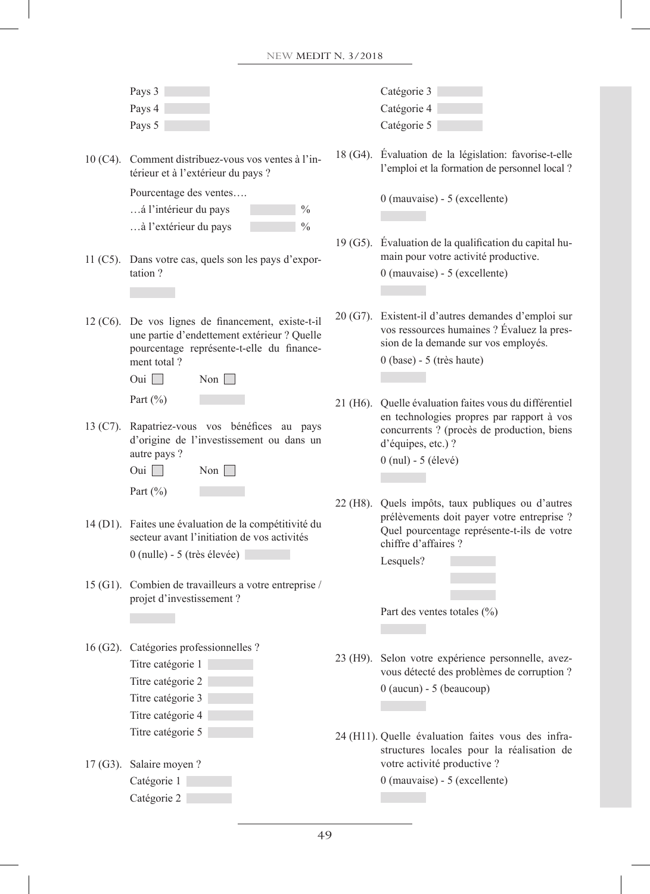Pays 3
Pays 4
Pays 5

10 (C4). Comment distribuez-vous vos ventes à l'intérieur et à l'extérieur du pays ?

Pourcentage des ventes….
…á l'intérieur du pays %
…à l'extérieur du pays %

11 (C5). Dans votre cas, quels son les pays d'exportation ?

12 (C6). De vos lignes de financement, existe-t-il une partie d'endettement extérieur ? Quelle pourcentage représente-t-elle du financement total ?

Oui ☐ Non ☐

Part (%)

13 (C7). Rapatriez-vous vos bénéfices au pays d'origine de l'investissement ou dans un autre pays ?

Oui ☐ Non ☐

Part (%)

14 (D1). Faites une évaluation de la compétitivité du secteur avant l'initiation de vos activités

0 (nulle) - 5 (très élevée)

15 (G1). Combien de travailleurs a votre entreprise / projet d'investissement ?

16 (G2). Catégories professionnelles ?

Titre catégorie 1
Titre catégorie 2
Titre catégorie 3
Titre catégorie 4
Titre catégorie 5

17 (G3). Salaire moyen ?

Catégorie 1
Catégorie 2
Catégorie 3
Catégorie 4
Catégorie 5

18 (G4). Évaluation de la législation: favorise-t-elle l'emploi et la formation de personnel local ?

0 (mauvaise) - 5 (excellente)

19 (G5). Évaluation de la qualification du capital humain pour votre activité productive.

0 (mauvaise) - 5 (excellente)

20 (G7). Existent-il d'autres demandes d'emploi sur vos ressources humaines ? Évaluez la pression de la demande sur vos employés.

0 (base) - 5 (très haute)

21 (H6). Quelle évaluation faites vous du différentiel en technologies propres par rapport à vos concurrents ? (procès de production, biens d'équipes, etc.) ?

0 (nul) - 5 (élevé)

22 (H8). Quels impôts, taux publiques ou d'autres prélèvements doit payer votre entreprise ? Quel pourcentage représente-t-ils de votre chiffre d'affaires ?

Lesquels?

Part des ventes totales (%)

23 (H9). Selon votre expérience personnelle, avez-vous détecté des problèmes de corruption ?

0 (aucun) - 5 (beaucoup)

24 (H11). Quelle évaluation faites vous des infrastructures locales pour la réalisation de votre activité productive ?

0 (mauvaise) - 5 (excellente)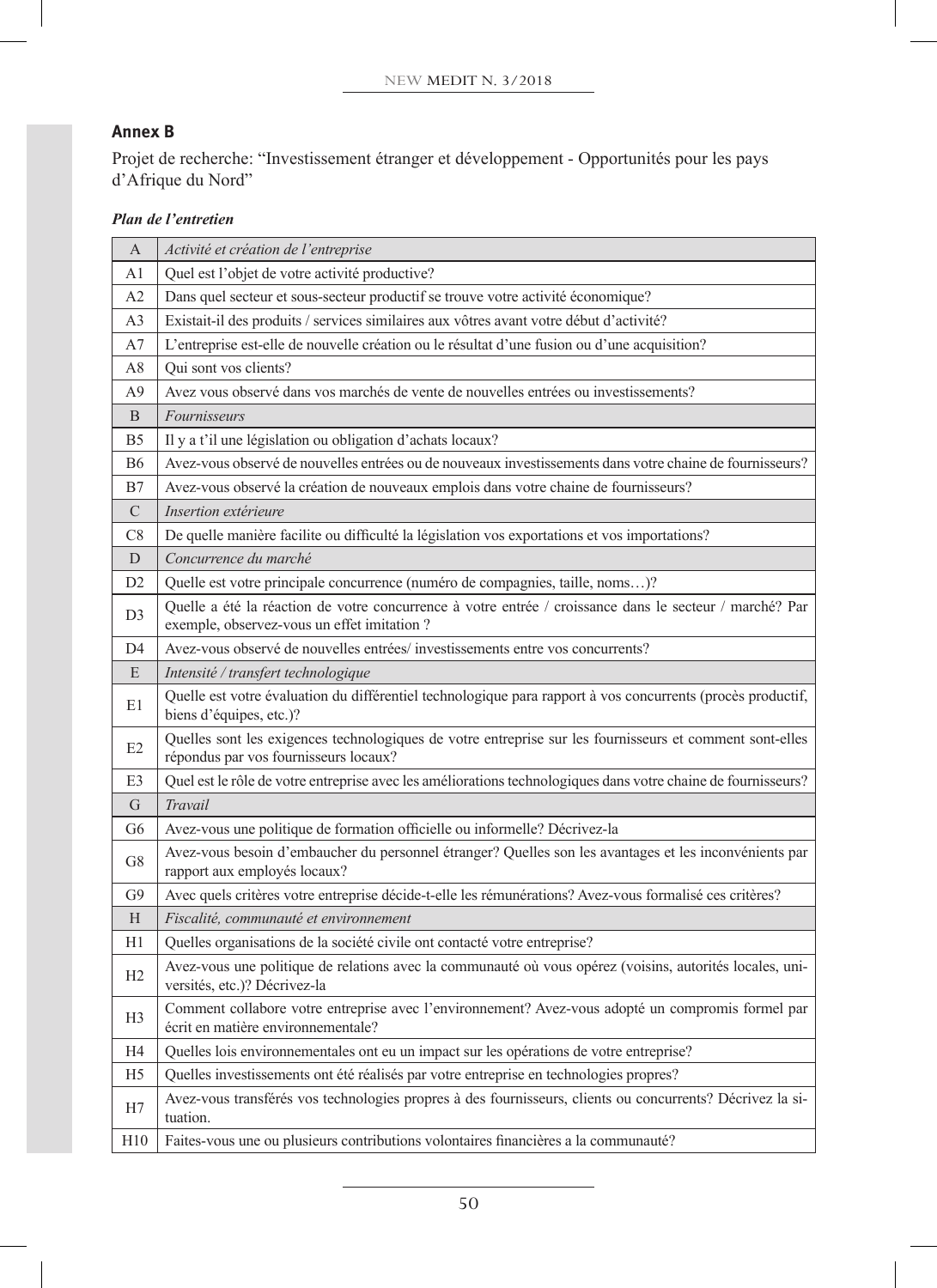## Annex B

Projet de recherche: "Investissement étranger et développement - Opportunités pour les pays d'Afrique du Nord"

***Plan de l'entretien***

| A | *Activité et création de l'entreprise* |
|---|---|
| A1 | Quel est l'objet de votre activité productive? |
| A2 | Dans quel secteur et sous-secteur productif se trouve votre activité économique? |
| A3 | Existait-il des produits / services similaires aux vôtres avant votre début d'activité? |
| A7 | L'entreprise est-elle de nouvelle création ou le résultat d'une fusion ou d'une acquisition? |
| A8 | Qui sont vos clients? |
| A9 | Avez vous observé dans vos marchés de vente de nouvelles entrées ou investissements? |
| B | *Fournisseurs* |
| B5 | Il y a t'il une législation ou obligation d'achats locaux? |
| B6 | Avez-vous observé de nouvelles entrées ou de nouveaux investissements dans votre chaine de fournisseurs? |
| B7 | Avez-vous observé la création de nouveaux emplois dans votre chaine de fournisseurs? |
| C | *Insertion extérieure* |
| C8 | De quelle manière facilite ou difficulté la législation vos exportations et vos importations? |
| D | *Concurrence du marché* |
| D2 | Quelle est votre principale concurrence (numéro de compagnies, taille, noms…)? |
| D3 | Quelle a été la réaction de votre concurrence à votre entrée / croissance dans le secteur / marché? Par exemple, observez-vous un effet imitation ? |
| D4 | Avez-vous observé de nouvelles entrées/ investissements entre vos concurrents? |
| E | *Intensité / transfert technologique* |
| E1 | Quelle est votre évaluation du différentiel technologique para rapport à vos concurrents (procès productif, biens d'équipes, etc.)? |
| E2 | Quelles sont les exigences technologiques de votre entreprise sur les fournisseurs et comment sont-elles répondus par vos fournisseurs locaux? |
| E3 | Quel est le rôle de votre entreprise avec les améliorations technologiques dans votre chaine de fournisseurs? |
| G | *Travail* |
| G6 | Avez-vous une politique de formation officielle ou informelle? Décrivez-la |
| G8 | Avez-vous besoin d'embaucher du personnel étranger? Quelles son les avantages et les inconvénients par rapport aux employés locaux? |
| G9 | Avec quels critères votre entreprise décide-t-elle les rémunérations? Avez-vous formalisé ces critères? |
| H | *Fiscalité, communauté et environnement* |
| H1 | Quelles organisations de la société civile ont contacté votre entreprise? |
| H2 | Avez-vous une politique de relations avec la communauté où vous opérez (voisins, autorités locales, universités, etc.)? Décrivez-la |
| H3 | Comment collabore votre entreprise avec l'environnement? Avez-vous adopté un compromis formel par écrit en matière environnementale? |
| H4 | Quelles lois environnementales ont eu un impact sur les opérations de votre entreprise? |
| H5 | Quelles investissements ont été réalisés par votre entreprise en technologies propres? |
| H7 | Avez-vous transférés vos technologies propres à des fournisseurs, clients ou concurrents? Décrivez la situation. |
| H10 | Faites-vous une ou plusieurs contributions volontaires financières a la communauté? |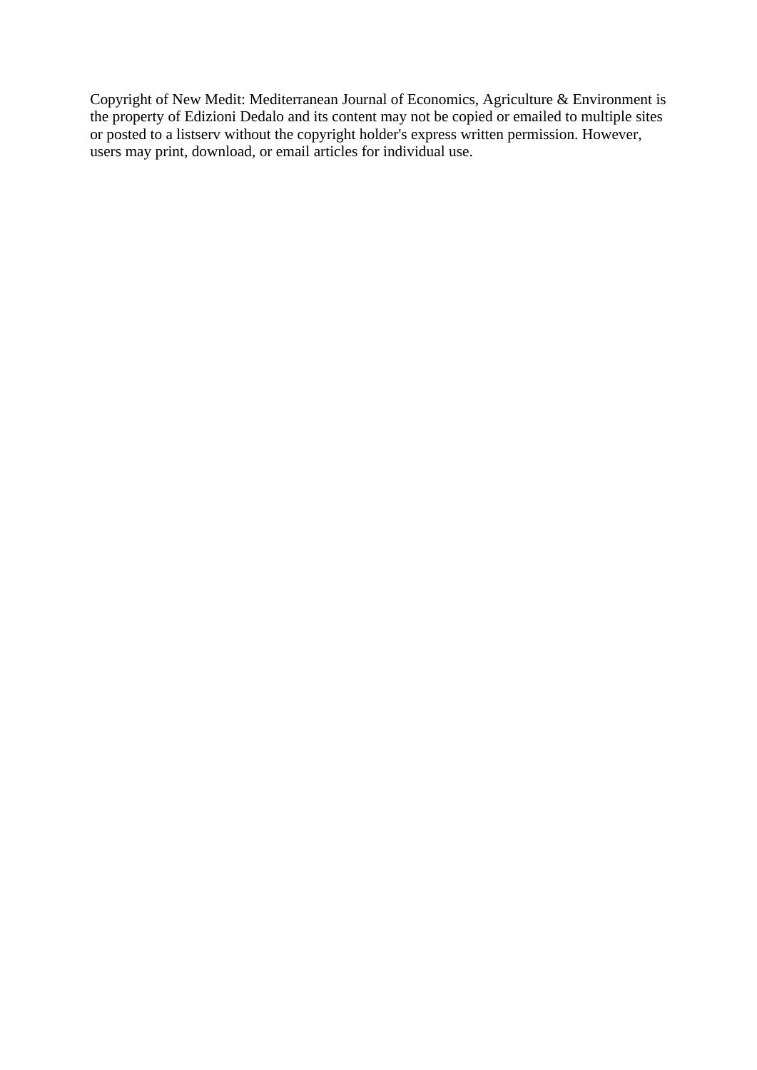Copyright of New Medit: Mediterranean Journal of Economics, Agriculture & Environment is the property of Edizioni Dedalo and its content may not be copied or emailed to multiple sites or posted to a listserv without the copyright holder's express written permission. However, users may print, download, or email articles for individual use.